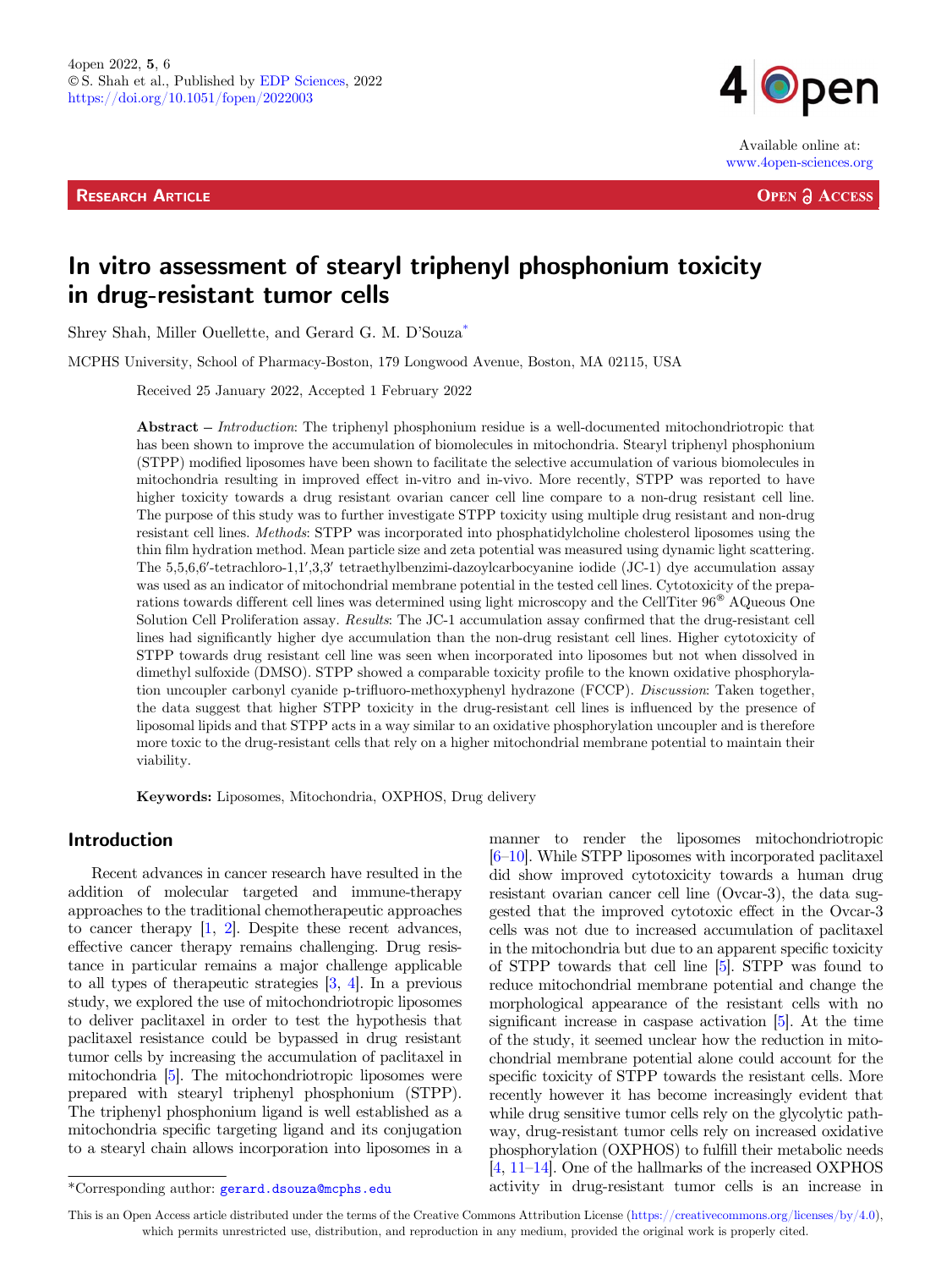# In vitro assessment of stearyl triphenyl phosphonium toxicity in drug-resistant tumor cells

Shrey Shah, Miller Ouellette, and Gerard G. M. D'Souza*

MCPHS University, School of Pharmacy-Boston, 179 Longwood Avenue, Boston, MA 02115, USA

Received 25 January 2022, Accepted 1 February 2022

**Abstract** – *Introduction*: The triphenyl phosphonium residue is a well-documented mitochondriotropic that has been shown to improve the accumulation of biomolecules in mitochondria. Stearyl triphenyl phosphonium (STPP) modified liposomes have been shown to facilitate the selective accumulation of various biomolecules in mitochondria resulting in improved effect in-vitro and in-vivo. More recently, STPP was reported to have higher toxicity towards a drug resistant ovarian cancer cell line compare to a non-drug resistant cell line. The purpose of this study was to further investigate STPP toxicity using multiple drug resistant and non-drug resistant cell lines. *Methods*: STPP was incorporated into phosphatidylcholine cholesterol liposomes using the thin film hydration method. Mean particle size and zeta potential was measured using dynamic light scattering. The 5,5,6,6′-tetrachloro-1,1′,3,3′ tetraethylbenzimi-dazoylcarbocyanine iodide (JC-1) dye accumulation assay was used as an indicator of mitochondrial membrane potential in the tested cell lines. Cytotoxicity of the preparations towards different cell lines was determined using light microscopy and the CellTiter 96® AQueous One Solution Cell Proliferation assay. *Results*: The JC-1 accumulation assay confirmed that the drug-resistant cell lines had significantly higher dye accumulation than the non-drug resistant cell lines. Higher cytotoxicity of STPP towards drug resistant cell line was seen when incorporated into liposomes but not when dissolved in dimethyl sulfoxide (DMSO). STPP showed a comparable toxicity profile to the known oxidative phosphorylation uncoupler carbonyl cyanide p-trifluoro-methoxyphenyl hydrazone (FCCP). *Discussion*: Taken together, the data suggest that higher STPP toxicity in the drug-resistant cell lines is influenced by the presence of liposomal lipids and that STPP acts in a way similar to an oxidative phosphorylation uncoupler and is therefore more toxic to the drug-resistant cells that rely on a higher mitochondrial membrane potential to maintain their viability.

**Keywords:** Liposomes, Mitochondria, OXPHOS, Drug delivery

## Introduction

Recent advances in cancer research have resulted in the addition of molecular targeted and immune-therapy approaches to the traditional chemotherapeutic approaches to cancer therapy [1, 2]. Despite these recent advances, effective cancer therapy remains challenging. Drug resistance in particular remains a major challenge applicable to all types of therapeutic strategies [3, 4]. In a previous study, we explored the use of mitochondriotropic liposomes to deliver paclitaxel in order to test the hypothesis that paclitaxel resistance could be bypassed in drug resistant tumor cells by increasing the accumulation of paclitaxel in mitochondria [5]. The mitochondriotropic liposomes were prepared with stearyl triphenyl phosphonium (STPP). The triphenyl phosphonium ligand is well established as a mitochondria specific targeting ligand and its conjugation to a stearyl chain allows incorporation into liposomes in a manner to render the liposomes mitochondriotropic [6–10]. While STPP liposomes with incorporated paclitaxel did show improved cytotoxicity towards a human drug resistant ovarian cancer cell line (Ovcar-3), the data suggested that the improved cytotoxic effect in the Ovcar-3 cells was not due to increased accumulation of paclitaxel in the mitochondria but due to an apparent specific toxicity of STPP towards that cell line [5]. STPP was found to reduce mitochondrial membrane potential and change the morphological appearance of the resistant cells with no significant increase in caspase activation [5]. At the time of the study, it seemed unclear how the reduction in mitochondrial membrane potential alone could account for the specific toxicity of STPP towards the resistant cells. More recently however it has become increasingly evident that while drug sensitive tumor cells rely on the glycolytic pathway, drug-resistant tumor cells rely on increased oxidative phosphorylation (OXPHOS) to fulfill their metabolic needs [4, 11–14]. One of the hallmarks of the increased OXPHOS activity in drug-resistant tumor cells is an increase in

*Corresponding author: gerard.dsouza@mcphs.edu

This is an Open Access article distributed under the terms of the Creative Commons Attribution License (https://creativecommons.org/licenses/by/4.0), which permits unrestricted use, distribution, and reproduction in any medium, provided the original work is properly cited.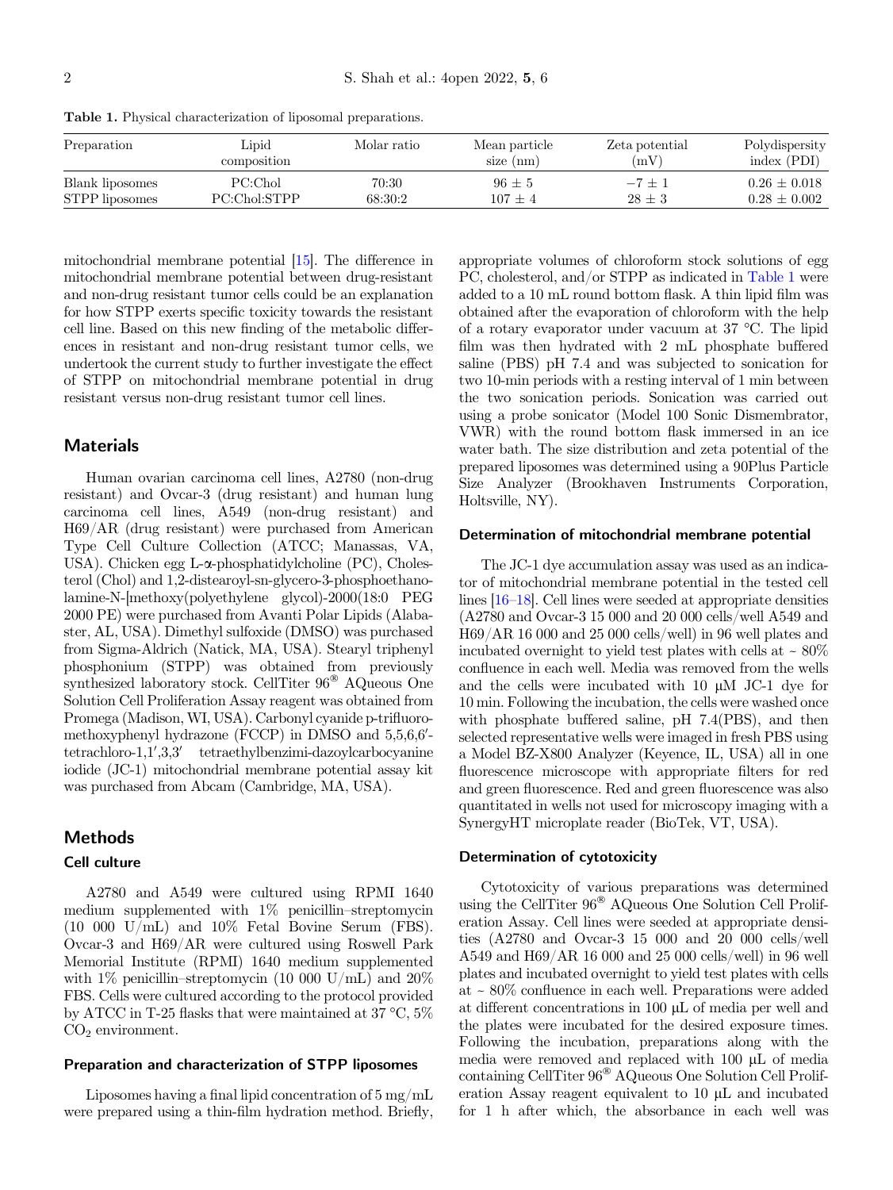**Table 1.** Physical characterization of liposomal preparations.

| Preparation | Lipid composition | Molar ratio | Mean particle size (nm) | Zeta potential (mV) | Polydispersity index (PDI) |
|---|---|---|---|---|---|
| Blank liposomes | PC:Chol | 70:30 | 96 ± 5 | −7 ± 1 | 0.26 ± 0.018 |
| STPP liposomes | PC:Chol:STPP | 68:30:2 | 107 ± 4 | 28 ± 3 | 0.28 ± 0.002 |

mitochondrial membrane potential [15]. The difference in mitochondrial membrane potential between drug-resistant and non-drug resistant tumor cells could be an explanation for how STPP exerts specific toxicity towards the resistant cell line. Based on this new finding of the metabolic differences in resistant and non-drug resistant tumor cells, we undertook the current study to further investigate the effect of STPP on mitochondrial membrane potential in drug resistant versus non-drug resistant tumor cell lines.

## Materials

Human ovarian carcinoma cell lines, A2780 (non-drug resistant) and Ovcar-3 (drug resistant) and human lung carcinoma cell lines, A549 (non-drug resistant) and H69/AR (drug resistant) were purchased from American Type Cell Culture Collection (ATCC; Manassas, VA, USA). Chicken egg L-α-phosphatidylcholine (PC), Cholesterol (Chol) and 1,2-distearoyl-sn-glycero-3-phosphoethanolamine-N-[methoxy(polyethylene glycol)-2000(18:0 PEG 2000 PE) were purchased from Avanti Polar Lipids (Alabaster, AL, USA). Dimethyl sulfoxide (DMSO) was purchased from Sigma-Aldrich (Natick, MA, USA). Stearyl triphenyl phosphonium (STPP) was obtained from previously synthesized laboratory stock. CellTiter 96® AQueous One Solution Cell Proliferation Assay reagent was obtained from Promega (Madison, WI, USA). Carbonyl cyanide p-trifluoromethoxyphenyl hydrazone (FCCP) in DMSO and 5,5,6,6′-tetrachloro-1,1′,3,3′ tetraethylbenzimi-dazoylcarbocyanine iodide (JC-1) mitochondrial membrane potential assay kit was purchased from Abcam (Cambridge, MA, USA).

## Methods

### Cell culture

A2780 and A549 were cultured using RPMI 1640 medium supplemented with 1% penicillin–streptomycin (10 000 U/mL) and 10% Fetal Bovine Serum (FBS). Ovcar-3 and H69/AR were cultured using Roswell Park Memorial Institute (RPMI) 1640 medium supplemented with 1% penicillin–streptomycin (10 000 U/mL) and 20% FBS. Cells were cultured according to the protocol provided by ATCC in T-25 flasks that were maintained at 37 °C, 5% $CO_2$ environment.

### Preparation and characterization of STPP liposomes

Liposomes having a final lipid concentration of 5 mg/mL were prepared using a thin-film hydration method. Briefly, appropriate volumes of chloroform stock solutions of egg PC, cholesterol, and/or STPP as indicated in Table 1 were added to a 10 mL round bottom flask. A thin lipid film was obtained after the evaporation of chloroform with the help of a rotary evaporator under vacuum at 37 °C. The lipid film was then hydrated with 2 mL phosphate buffered saline (PBS) pH 7.4 and was subjected to sonication for two 10-min periods with a resting interval of 1 min between the two sonication periods. Sonication was carried out using a probe sonicator (Model 100 Sonic Dismembrator, VWR) with the round bottom flask immersed in an ice water bath. The size distribution and zeta potential of the prepared liposomes was determined using a 90Plus Particle Size Analyzer (Brookhaven Instruments Corporation, Holtsville, NY).

### Determination of mitochondrial membrane potential

The JC-1 dye accumulation assay was used as an indicator of mitochondrial membrane potential in the tested cell lines [16–18]. Cell lines were seeded at appropriate densities (A2780 and Ovcar-3 15 000 and 20 000 cells/well A549 and H69/AR 16 000 and 25 000 cells/well) in 96 well plates and incubated overnight to yield test plates with cells at ~ 80% confluence in each well. Media was removed from the wells and the cells were incubated with 10 μM JC-1 dye for 10 min. Following the incubation, the cells were washed once with phosphate buffered saline, pH 7.4(PBS), and then selected representative wells were imaged in fresh PBS using a Model BZ-X800 Analyzer (Keyence, IL, USA) all in one fluorescence microscope with appropriate filters for red and green fluorescence. Red and green fluorescence was also quantitated in wells not used for microscopy imaging with a SynergyHT microplate reader (BioTek, VT, USA).

### Determination of cytotoxicity

Cytotoxicity of various preparations was determined using the CellTiter 96® AQueous One Solution Cell Proliferation Assay. Cell lines were seeded at appropriate densities (A2780 and Ovcar-3 15 000 and 20 000 cells/well A549 and H69/AR 16 000 and 25 000 cells/well) in 96 well plates and incubated overnight to yield test plates with cells at ~ 80% confluence in each well. Preparations were added at different concentrations in 100 μL of media per well and the plates were incubated for the desired exposure times. Following the incubation, preparations along with the media were removed and replaced with 100 μL of media containing CellTiter 96® AQueous One Solution Cell Proliferation Assay reagent equivalent to 10 μL and incubated for 1 h after which, the absorbance in each well was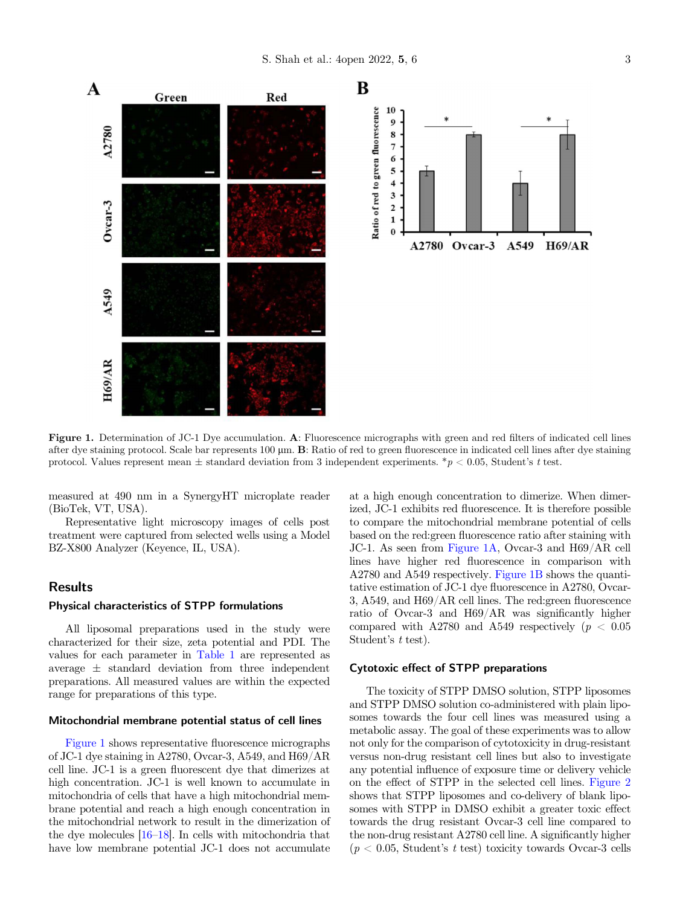Figure 1. Determination of JC-1 Dye accumulation. **A**: Fluorescence micrographs with green and red filters of indicated cell lines after dye staining protocol. Scale bar represents 100 μm. **B**: Ratio of red to green fluorescence in indicated cell lines after dye staining protocol. Values represent mean ± standard deviation from 3 independent experiments. *$p < 0.05$, Student's $t$ test.

measured at 490 nm in a SynergyHT microplate reader (BioTek, VT, USA).

Representative light microscopy images of cells post treatment were captured from selected wells using a Model BZ-X800 Analyzer (Keyence, IL, USA).

## Results

### Physical characteristics of STPP formulations

All liposomal preparations used in the study were characterized for their size, zeta potential and PDI. The values for each parameter in Table 1 are represented as average ± standard deviation from three independent preparations. All measured values are within the expected range for preparations of this type.

### Mitochondrial membrane potential status of cell lines

Figure 1 shows representative fluorescence micrographs of JC-1 dye staining in A2780, Ovcar-3, A549, and H69/AR cell line. JC-1 is a green fluorescent dye that dimerizes at high concentration. JC-1 is well known to accumulate in mitochondria of cells that have a high mitochondrial membrane potential and reach a high enough concentration in the mitochondrial network to result in the dimerization of the dye molecules [16–18]. In cells with mitochondria that have low membrane potential JC-1 does not accumulate at a high enough concentration to dimerize. When dimerized, JC-1 exhibits red fluorescence. It is therefore possible to compare the mitochondrial membrane potential of cells based on the red:green fluorescence ratio after staining with JC-1. As seen from Figure 1A, Ovcar-3 and H69/AR cell lines have higher red fluorescence in comparison with A2780 and A549 respectively. Figure 1B shows the quantitative estimation of JC-1 dye fluorescence in A2780, Ovcar-3, A549, and H69/AR cell lines. The red:green fluorescence ratio of Ovcar-3 and H69/AR was significantly higher compared with A2780 and A549 respectively ($p < 0.05$ Student's $t$ test).

### Cytotoxic effect of STPP preparations

The toxicity of STPP DMSO solution, STPP liposomes and STPP DMSO solution co-administered with plain liposomes towards the four cell lines was measured using a metabolic assay. The goal of these experiments was to allow not only for the comparison of cytotoxicity in drug-resistant versus non-drug resistant cell lines but also to investigate any potential influence of exposure time or delivery vehicle on the effect of STPP in the selected cell lines. Figure 2 shows that STPP liposomes and co-delivery of blank liposomes with STPP in DMSO exhibit a greater toxic effect towards the drug resistant Ovcar-3 cell line compared to the non-drug resistant A2780 cell line. A significantly higher ($p < 0.05$, Student's $t$ test) toxicity towards Ovcar-3 cells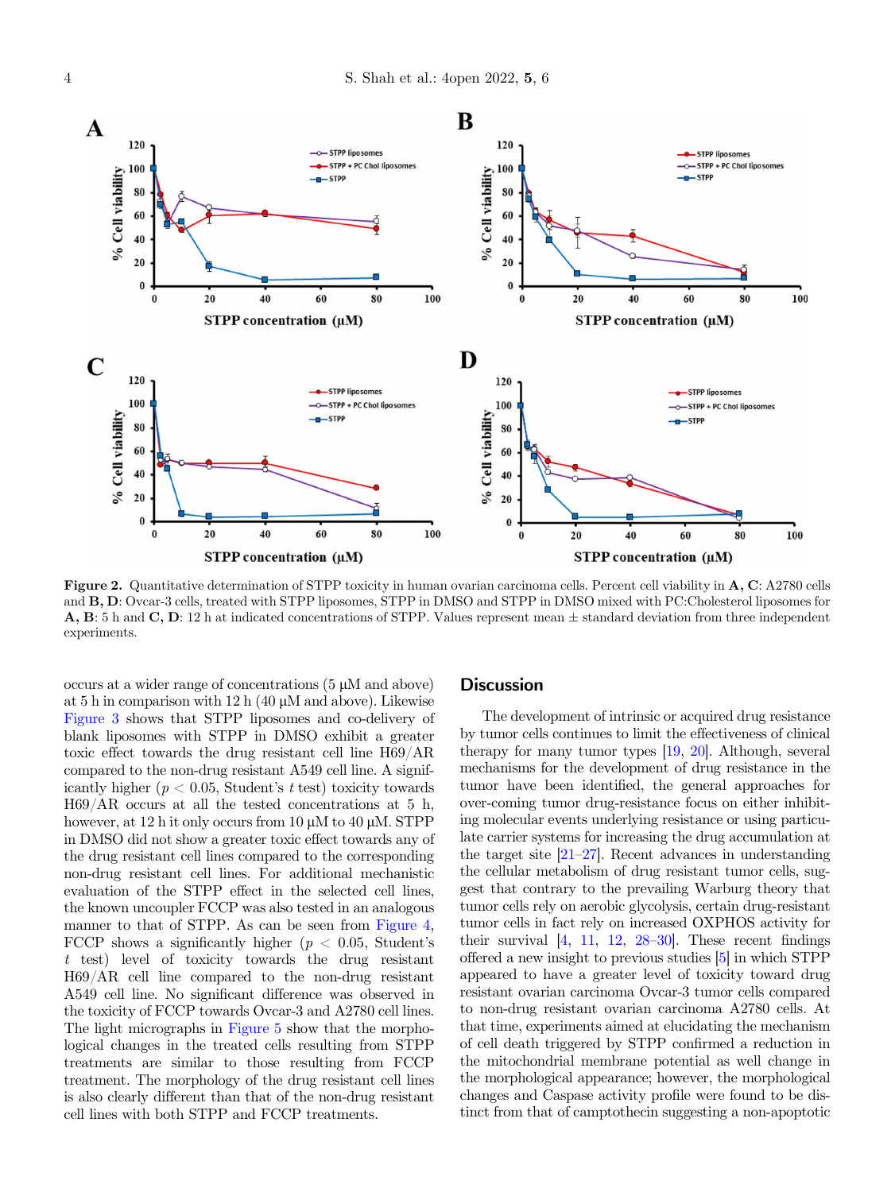Figure 2. Quantitative determination of STPP toxicity in human ovarian carcinoma cells. Percent cell viability in **A, C**: A2780 cells and **B, D**: Ovcar-3 cells, treated with STPP liposomes, STPP in DMSO and STPP in DMSO mixed with PC:Cholesterol liposomes for **A, B**: 5 h and **C, D**: 12 h at indicated concentrations of STPP. Values represent mean ± standard deviation from three independent experiments.

occurs at a wider range of concentrations (5 µM and above) at 5 h in comparison with 12 h (40 µM and above). Likewise Figure 3 shows that STPP liposomes and co-delivery of blank liposomes with STPP in DMSO exhibit a greater toxic effect towards the drug resistant cell line H69/AR compared to the non-drug resistant A549 cell line. A significantly higher ($p < 0.05$, Student's $t$ test) toxicity towards H69/AR occurs at all the tested concentrations at 5 h, however, at 12 h it only occurs from 10 µM to 40 µM. STPP in DMSO did not show a greater toxic effect towards any of the drug resistant cell lines compared to the corresponding non-drug resistant cell lines. For additional mechanistic evaluation of the STPP effect in the selected cell lines, the known uncoupler FCCP was also tested in an analogous manner to that of STPP. As can be seen from Figure 4, FCCP shows a significantly higher ($p < 0.05$, Student's $t$ test) level of toxicity towards the drug resistant H69/AR cell line compared to the non-drug resistant A549 cell line. No significant difference was observed in the toxicity of FCCP towards Ovcar-3 and A2780 cell lines. The light micrographs in Figure 5 show that the morphological changes in the treated cells resulting from STPP treatments are similar to those resulting from FCCP treatment. The morphology of the drug resistant cell lines is also clearly different than that of the non-drug resistant cell lines with both STPP and FCCP treatments.

## Discussion

The development of intrinsic or acquired drug resistance by tumor cells continues to limit the effectiveness of clinical therapy for many tumor types [19, 20]. Although, several mechanisms for the development of drug resistance in the tumor have been identified, the general approaches for over-coming tumor drug-resistance focus on either inhibiting molecular events underlying resistance or using particulate carrier systems for increasing the drug accumulation at the target site [21–27]. Recent advances in understanding the cellular metabolism of drug resistant tumor cells, suggest that contrary to the prevailing Warburg theory that tumor cells rely on aerobic glycolysis, certain drug-resistant tumor cells in fact rely on increased OXPHOS activity for their survival [4, 11, 12, 28–30]. These recent findings offered a new insight to previous studies [5] in which STPP appeared to have a greater level of toxicity toward drug resistant ovarian carcinoma Ovcar-3 tumor cells compared to non-drug resistant ovarian carcinoma A2780 cells. At that time, experiments aimed at elucidating the mechanism of cell death triggered by STPP confirmed a reduction in the mitochondrial membrane potential as well change in the morphological appearance; however, the morphological changes and Caspase activity profile were found to be distinct from that of camptothecin suggesting a non-apoptotic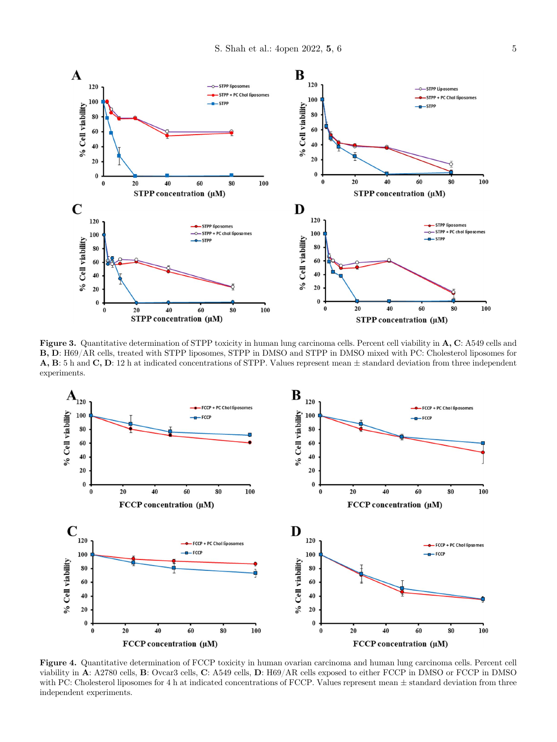**Figure 3.** Quantitative determination of STPP toxicity in human lung carcinoma cells. Percent cell viability in **A, C**: A549 cells and **B, D**: H69/AR cells, treated with STPP liposomes, STPP in DMSO and STPP in DMSO mixed with PC: Cholesterol liposomes for **A, B**: 5 h and **C, D**: 12 h at indicated concentrations of STPP. Values represent mean ± standard deviation from three independent experiments.

**Figure 4.** Quantitative determination of FCCP toxicity in human ovarian carcinoma and human lung carcinoma cells. Percent cell viability in **A**: A2780 cells, **B**: Ovcar3 cells, **C**: A549 cells, **D**: H69/AR cells exposed to either FCCP in DMSO or FCCP in DMSO with PC: Cholesterol liposomes for 4 h at indicated concentrations of FCCP. Values represent mean ± standard deviation from three independent experiments.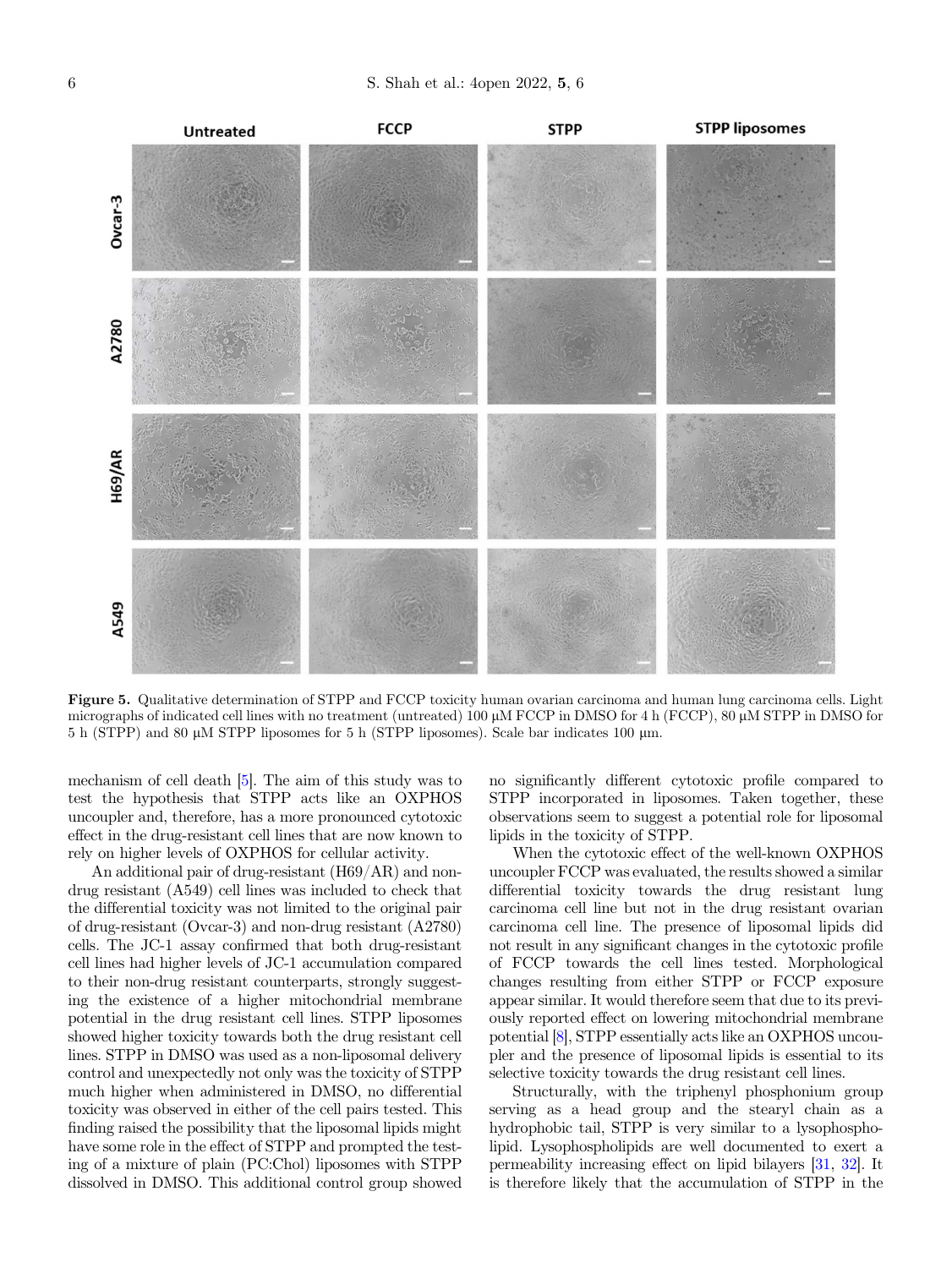**Figure 5.** Qualitative determination of STPP and FCCP toxicity human ovarian carcinoma and human lung carcinoma cells. Light micrographs of indicated cell lines with no treatment (untreated) 100 μM FCCP in DMSO for 4 h (FCCP), 80 μM STPP in DMSO for 5 h (STPP) and 80 μM STPP liposomes for 5 h (STPP liposomes). Scale bar indicates 100 μm.

mechanism of cell death [5]. The aim of this study was to test the hypothesis that STPP acts like an OXPHOS uncoupler and, therefore, has a more pronounced cytotoxic effect in the drug-resistant cell lines that are now known to rely on higher levels of OXPHOS for cellular activity.

An additional pair of drug-resistant (H69/AR) and non-drug resistant (A549) cell lines was included to check that the differential toxicity was not limited to the original pair of drug-resistant (Ovcar-3) and non-drug resistant (A2780) cells. The JC-1 assay confirmed that both drug-resistant cell lines had higher levels of JC-1 accumulation compared to their non-drug resistant counterparts, strongly suggesting the existence of a higher mitochondrial membrane potential in the drug resistant cell lines. STPP liposomes showed higher toxicity towards both the drug resistant cell lines. STPP in DMSO was used as a non-liposomal delivery control and unexpectedly not only was the toxicity of STPP much higher when administered in DMSO, no differential toxicity was observed in either of the cell pairs tested. This finding raised the possibility that the liposomal lipids might have some role in the effect of STPP and prompted the testing of a mixture of plain (PC:Chol) liposomes with STPP dissolved in DMSO. This additional control group showed no significantly different cytotoxic profile compared to STPP incorporated in liposomes. Taken together, these observations seem to suggest a potential role for liposomal lipids in the toxicity of STPP.

When the cytotoxic effect of the well-known OXPHOS uncoupler FCCP was evaluated, the results showed a similar differential toxicity towards the drug resistant lung carcinoma cell line but not in the drug resistant ovarian carcinoma cell line. The presence of liposomal lipids did not result in any significant changes in the cytotoxic profile of FCCP towards the cell lines tested. Morphological changes resulting from either STPP or FCCP exposure appear similar. It would therefore seem that due to its previously reported effect on lowering mitochondrial membrane potential [8], STPP essentially acts like an OXPHOS uncoupler and the presence of liposomal lipids is essential to its selective toxicity towards the drug resistant cell lines.

Structurally, with the triphenyl phosphonium group serving as a head group and the stearyl chain as a hydrophobic tail, STPP is very similar to a lysophospholipid. Lysophospholipids are well documented to exert a permeability increasing effect on lipid bilayers [31, 32]. It is therefore likely that the accumulation of STPP in the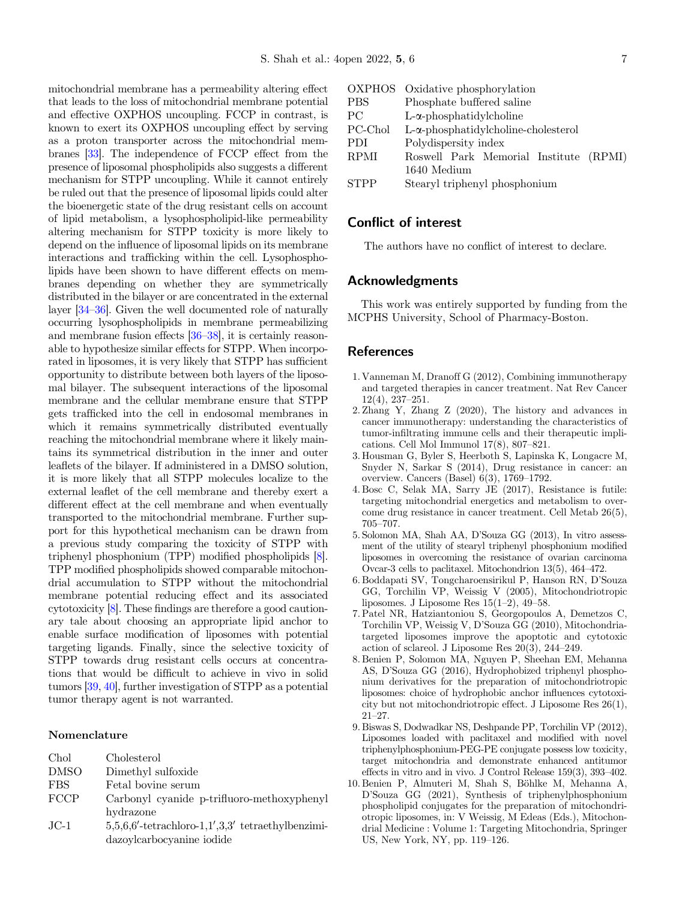mitochondrial membrane has a permeability altering effect that leads to the loss of mitochondrial membrane potential and effective OXPHOS uncoupling. FCCP in contrast, is known to exert its OXPHOS uncoupling effect by serving as a proton transporter across the mitochondrial membranes [33]. The independence of FCCP effect from the presence of liposomal phospholipids also suggests a different mechanism for STPP uncoupling. While it cannot entirely be ruled out that the presence of liposomal lipids could alter the bioenergetic state of the drug resistant cells on account of lipid metabolism, a lysophospholipid-like permeability altering mechanism for STPP toxicity is more likely to depend on the influence of liposomal lipids on its membrane interactions and trafficking within the cell. Lysophospholipids have been shown to have different effects on membranes depending on whether they are symmetrically distributed in the bilayer or are concentrated in the external layer [34–36]. Given the well documented role of naturally occurring lysophospholipids in membrane permeabilizing and membrane fusion effects [36–38], it is certainly reasonable to hypothesize similar effects for STPP. When incorporated in liposomes, it is very likely that STPP has sufficient opportunity to distribute between both layers of the liposomal bilayer. The subsequent interactions of the liposomal membrane and the cellular membrane ensure that STPP gets trafficked into the cell in endosomal membranes in which it remains symmetrically distributed eventually reaching the mitochondrial membrane where it likely maintains its symmetrical distribution in the inner and outer leaflets of the bilayer. If administered in a DMSO solution, it is more likely that all STPP molecules localize to the external leaflet of the cell membrane and thereby exert a different effect at the cell membrane and when eventually transported to the mitochondrial membrane. Further support for this hypothetical mechanism can be drawn from a previous study comparing the toxicity of STPP with triphenyl phosphonium (TPP) modified phospholipids [8]. TPP modified phospholipids showed comparable mitochondrial accumulation to STPP without the mitochondrial membrane potential reducing effect and its associated cytotoxicity [8]. These findings are therefore a good cautionary tale about choosing an appropriate lipid anchor to enable surface modification of liposomes with potential targeting ligands. Finally, since the selective toxicity of STPP towards drug resistant cells occurs at concentrations that would be difficult to achieve in vivo in solid tumors [39, 40], further investigation of STPP as a potential tumor therapy agent is not warranted.

### Nomenclature

| | |
|---|---|
| Chol | Cholesterol |
| DMSO | Dimethyl sulfoxide |
| FBS | Fetal bovine serum |
| FCCP | Carbonyl cyanide p-trifluoro-methoxyphenyl hydrazone |
| JC-1 | 5,5,6,6′-tetrachloro-1,1′,3,3′ tetraethylbenzimidazoylcarbocyanine iodide |
| OXPHOS | Oxidative phosphorylation |
| PBS | Phosphate buffered saline |
| PC | L-α-phosphatidylcholine |
| PC-Chol | L-α-phosphatidylcholine-cholesterol |
| PDI | Polydispersity index |
| RPMI | Roswell Park Memorial Institute (RPMI) 1640 Medium |
| STPP | Stearyl triphenyl phosphonium |

## Conflict of interest

The authors have no conflict of interest to declare.

## Acknowledgments

This work was entirely supported by funding from the MCPHS University, School of Pharmacy-Boston.

## References

1. Vanneman M, Dranoff G (2012), Combining immunotherapy and targeted therapies in cancer treatment. Nat Rev Cancer 12(4), 237–251.
2. Zhang Y, Zhang Z (2020), The history and advances in cancer immunotherapy: understanding the characteristics of tumor-infiltrating immune cells and their therapeutic implications. Cell Mol Immunol 17(8), 807–821.
3. Housman G, Byler S, Heerboth S, Lapinska K, Longacre M, Snyder N, Sarkar S (2014), Drug resistance in cancer: an overview. Cancers (Basel) 6(3), 1769–1792.
4. Bosc C, Selak MA, Sarry JE (2017), Resistance is futile: targeting mitochondrial energetics and metabolism to overcome drug resistance in cancer treatment. Cell Metab 26(5), 705–707.
5. Solomon MA, Shah AA, D'Souza GG (2013), In vitro assessment of the utility of stearyl triphenyl phosphonium modified liposomes in overcoming the resistance of ovarian carcinoma Ovcar-3 cells to paclitaxel. Mitochondrion 13(5), 464–472.
6. Boddapati SV, Tongcharoensirikul P, Hanson RN, D'Souza GG, Torchilin VP, Weissig V (2005), Mitochondriotropic liposomes. J Liposome Res 15(1–2), 49–58.
7. Patel NR, Hatziantoniou S, Georgopoulos A, Demetzos C, Torchilin VP, Weissig V, D'Souza GG (2010), Mitochondria-targeted liposomes improve the apoptotic and cytotoxic action of sclareol. J Liposome Res 20(3), 244–249.
8. Benien P, Solomon MA, Nguyen P, Sheehan EM, Mehanna AS, D'Souza GG (2016), Hydrophobized triphenyl phosphonium derivatives for the preparation of mitochondriotropic liposomes: choice of hydrophobic anchor influences cytotoxicity but not mitochondriotropic effect. J Liposome Res 26(1), 21–27.
9. Biswas S, Dodwadkar NS, Deshpande PP, Torchilin VP (2012), Liposomes loaded with paclitaxel and modified with novel triphenylphosphonium-PEG-PE conjugate possess low toxicity, target mitochondria and demonstrate enhanced antitumor effects in vitro and in vivo. J Control Release 159(3), 393–402.
10. Benien P, Almuteri M, Shah S, Böhlke M, Mehanna A, D'Souza GG (2021), Synthesis of triphenylphosphonium phospholipid conjugates for the preparation of mitochondriotropic liposomes, in: V Weissig, M Edeas (Eds.), Mitochondrial Medicine : Volume 1: Targeting Mitochondria, Springer US, New York, NY, pp. 119–126.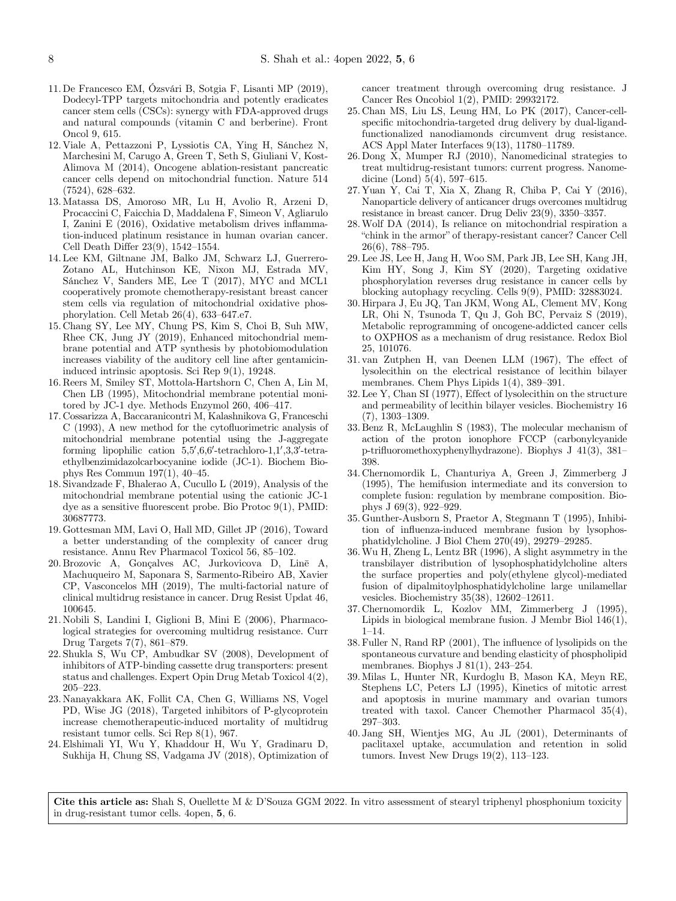11. De Francesco EM, Ózsvári B, Sotgia F, Lisanti MP (2019), Dodecyl-TPP targets mitochondria and potently eradicates cancer stem cells (CSCs): synergy with FDA-approved drugs and natural compounds (vitamin C and berberine). Front Oncol 9, 615.
12. Viale A, Pettazzoni P, Lyssiotis CA, Ying H, Sánchez N, Marchesini M, Carugo A, Green T, Seth S, Giuliani V, Kost-Alimova M (2014), Oncogene ablation-resistant pancreatic cancer cells depend on mitochondrial function. Nature 514 (7524), 628–632.
13. Matassa DS, Amoroso MR, Lu H, Avolio R, Arzeni D, Procaccini C, Faicchia D, Maddalena F, Simeon V, Agliarulo I, Zanini E (2016), Oxidative metabolism drives inflammation-induced platinum resistance in human ovarian cancer. Cell Death Differ 23(9), 1542–1554.
14. Lee KM, Giltnane JM, Balko JM, Schwarz LJ, Guerrero-Zotano AL, Hutchinson KE, Nixon MJ, Estrada MV, Sánchez V, Sanders ME, Lee T (2017), MYC and MCL1 cooperatively promote chemotherapy-resistant breast cancer stem cells via regulation of mitochondrial oxidative phosphorylation. Cell Metab 26(4), 633–647.e7.
15. Chang SY, Lee MY, Chung PS, Kim S, Choi B, Suh MW, Rhee CK, Jung JY (2019), Enhanced mitochondrial membrane potential and ATP synthesis by photobiomodulation increases viability of the auditory cell line after gentamicin-induced intrinsic apoptosis. Sci Rep 9(1), 19248.
16. Reers M, Smiley ST, Mottola-Hartshorn C, Chen A, Lin M, Chen LB (1995), Mitochondrial membrane potential monitored by JC-1 dye. Methods Enzymol 260, 406–417.
17. Cossarizza A, Baccaranicontri M, Kalashnikova G, Franceschi C (1993), A new method for the cytofluorimetric analysis of mitochondrial membrane potential using the J-aggregate forming lipophilic cation 5,5′,6,6′-tetrachloro-1,1′,3,3′-tetraethylbenzimidazolcarbocyanine iodide (JC-1). Biochem Biophys Res Commun 197(1), 40–45.
18. Sivandzade F, Bhalerao A, Cucullo L (2019), Analysis of the mitochondrial membrane potential using the cationic JC-1 dye as a sensitive fluorescent probe. Bio Protoc 9(1), PMID: 30687773.
19. Gottesman MM, Lavi O, Hall MD, Gillet JP (2016), Toward a better understanding of the complexity of cancer drug resistance. Annu Rev Pharmacol Toxicol 56, 85–102.
20. Brozovic A, Gonçalves AC, Jurkovicova D, Linē A, Machuqueiro M, Saponara S, Sarmento-Ribeiro AB, Xavier CP, Vasconcelos MH (2019), The multi-factorial nature of clinical multidrug resistance in cancer. Drug Resist Updat 46, 100645.
21. Nobili S, Landini I, Giglioni B, Mini E (2006), Pharmacological strategies for overcoming multidrug resistance. Curr Drug Targets 7(7), 861–879.
22. Shukla S, Wu CP, Ambudkar SV (2008), Development of inhibitors of ATP-binding cassette drug transporters: present status and challenges. Expert Opin Drug Metab Toxicol 4(2), 205–223.
23. Nanayakkara AK, Follit CA, Chen G, Williams NS, Vogel PD, Wise JG (2018), Targeted inhibitors of P-glycoprotein increase chemotherapeutic-induced mortality of multidrug resistant tumor cells. Sci Rep 8(1), 967.
24. Elshimali YI, Wu Y, Khaddour H, Wu Y, Gradinaru D, Sukhija H, Chung SS, Vadgama JV (2018), Optimization of cancer treatment through overcoming drug resistance. J Cancer Res Oncobiol 1(2), PMID: 29932172.
25. Chan MS, Liu LS, Leung HM, Lo PK (2017), Cancer-cell-specific mitochondria-targeted drug delivery by dual-ligand-functionalized nanodiamonds circumvent drug resistance. ACS Appl Mater Interfaces 9(13), 11780–11789.
26. Dong X, Mumper RJ (2010), Nanomedicinal strategies to treat multidrug-resistant tumors: current progress. Nanomedicine (Lond) 5(4), 597–615.
27. Yuan Y, Cai T, Xia X, Zhang R, Chiba P, Cai Y (2016), Nanoparticle delivery of anticancer drugs overcomes multidrug resistance in breast cancer. Drug Deliv 23(9), 3350–3357.
28. Wolf DA (2014), Is reliance on mitochondrial respiration a "chink in the armor" of therapy-resistant cancer? Cancer Cell 26(6), 788–795.
29. Lee JS, Lee H, Jang H, Woo SM, Park JB, Lee SH, Kang JH, Kim HY, Song J, Kim SY (2020), Targeting oxidative phosphorylation reverses drug resistance in cancer cells by blocking autophagy recycling. Cells 9(9), PMID: 32883024.
30. Hirpara J, Eu JQ, Tan JKM, Wong AL, Clement MV, Kong LR, Ohi N, Tsunoda T, Qu J, Goh BC, Pervaiz S (2019), Metabolic reprogramming of oncogene-addicted cancer cells to OXPHOS as a mechanism of drug resistance. Redox Biol 25, 101076.
31. van Zutphen H, van Deenen LLM (1967), The effect of lysolecithin on the electrical resistance of lecithin bilayer membranes. Chem Phys Lipids 1(4), 389–391.
32. Lee Y, Chan SI (1977), Effect of lysolecithin on the structure and permeability of lecithin bilayer vesicles. Biochemistry 16 (7), 1303–1309.
33. Benz R, McLaughlin S (1983), The molecular mechanism of action of the proton ionophore FCCP (carbonylcyanide p-trifluoromethoxyphenylhydrazone). Biophys J 41(3), 381–398.
34. Chernomordik L, Chanturiya A, Green J, Zimmerberg J (1995), The hemifusion intermediate and its conversion to complete fusion: regulation by membrane composition. Biophys J 69(3), 922–929.
35. Gunther-Ausborn S, Praetor A, Stegmann T (1995), Inhibition of influenza-induced membrane fusion by lysophosphatidylcholine. J Biol Chem 270(49), 29279–29285.
36. Wu H, Zheng L, Lentz BR (1996), A slight asymmetry in the transbilayer distribution of lysophosphatidylcholine alters the surface properties and poly(ethylene glycol)-mediated fusion of dipalmitoylphosphatidylcholine large unilamellar vesicles. Biochemistry 35(38), 12602–12611.
37. Chernomordik L, Kozlov MM, Zimmerberg J (1995), Lipids in biological membrane fusion. J Membr Biol 146(1), 1–14.
38. Fuller N, Rand RP (2001), The influence of lysolipids on the spontaneous curvature and bending elasticity of phospholipid membranes. Biophys J 81(1), 243–254.
39. Milas L, Hunter NR, Kurdoglu B, Mason KA, Meyn RE, Stephens LC, Peters LJ (1995), Kinetics of mitotic arrest and apoptosis in murine mammary and ovarian tumors treated with taxol. Cancer Chemother Pharmacol 35(4), 297–303.
40. Jang SH, Wientjes MG, Au JL (2001), Determinants of paclitaxel uptake, accumulation and retention in solid tumors. Invest New Drugs 19(2), 113–123.

**Cite this article as:** Shah S, Ouellette M & D'Souza GGM 2022. In vitro assessment of stearyl triphenyl phosphonium toxicity in drug-resistant tumor cells. 4open, **5**, 6.